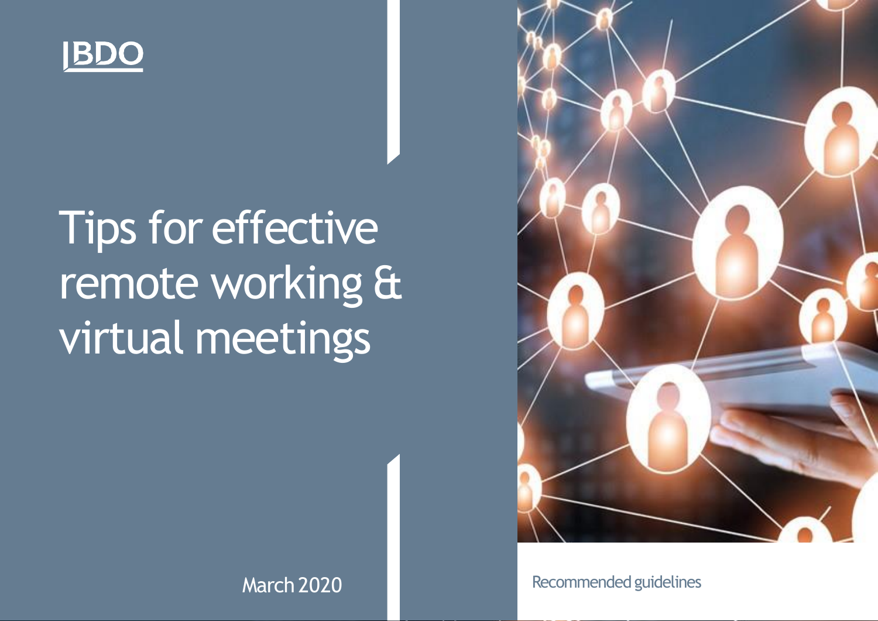BDO

# Tips for effective remote working & virtual meetings

March 2020

Recommended guidelines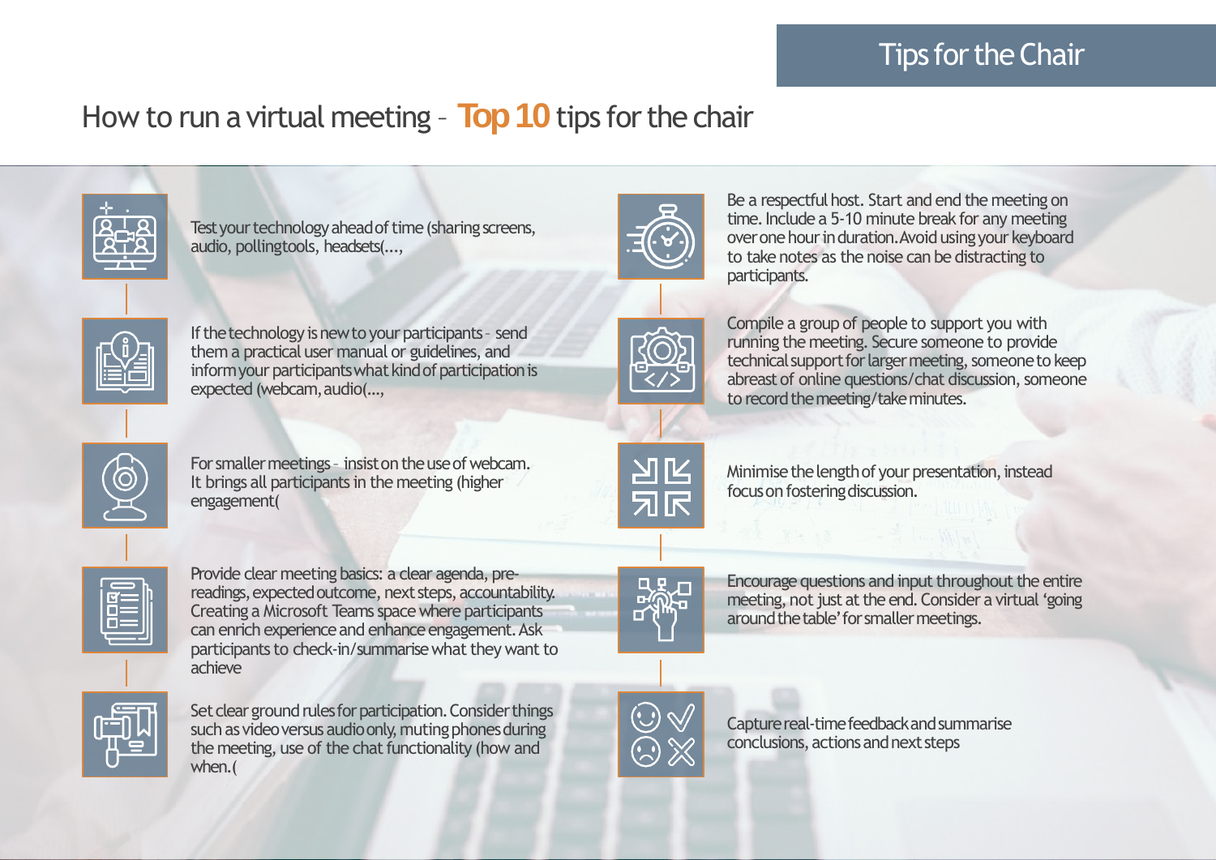# How to run a virtual meeting – Top 10 tips for the chair

- Test your technology ahead of time (sharing screens, audio, polling tools, headsets(...,
- If the technology is new to your participants – send them a practical user manual or guidelines, and inform your participants what kind of participation is expected (webcam, audio(...,
- For smaller meetings – insist on the use of webcam. It brings all participants in the meeting (higher engagement(
- Provide clear meeting basics: a clear agenda, pre-readings, expected outcome, next steps, accountability. Creating a Microsoft Teams space where participants can enrich experience and enhance engagement. Ask participants to check-in/summarise what they want to achieve
- Set clear ground rules for participation. Consider things such as video versus audio only, muting phones during the meeting, use of the chat functionality (how and when.(
- Be a respectful host. Start and end the meeting on time. Include a 5-10 minute break for any meeting over one hour in duration. Avoid using your keyboard to take notes as the noise can be distracting to participants.
- Compile a group of people to support you with running the meeting. Secure someone to provide technical support for larger meeting, someone to keep abreast of online questions/chat discussion, someone to record the meeting/take minutes.
- Minimise the length of your presentation, instead focus on fostering discussion.
- Encourage questions and input throughout the entire meeting, not just at the end. Consider a virtual 'going around the table' for smaller meetings.
- Capture real-time feedback and summarise conclusions, actions and next steps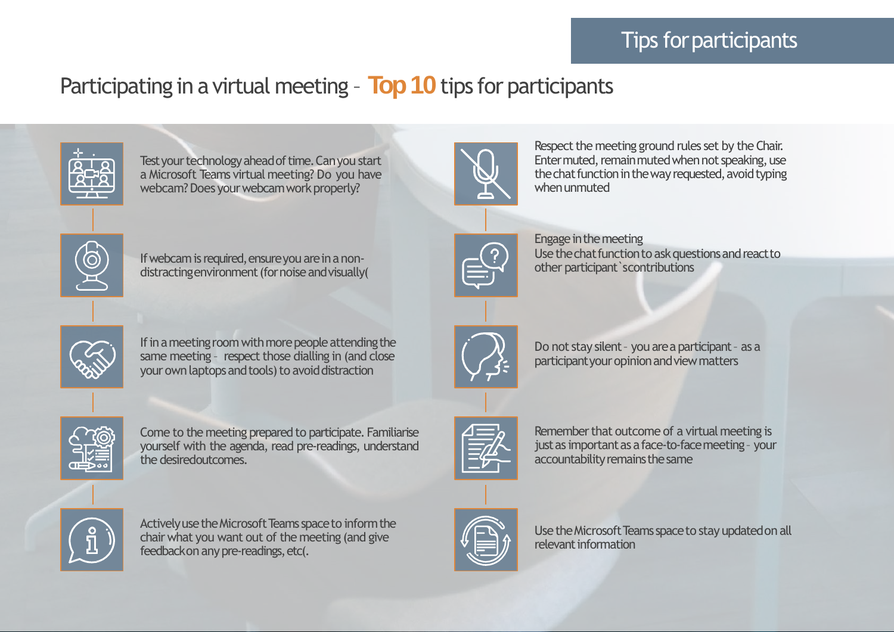# Tips for participants

## Participating in a virtual meeting – Top 10 tips for participants

- Test your technology ahead of time. Can you start a Microsoft Teams virtual meeting? Do you have webcam? Does your webcam work properly?
- If webcam is required, ensure you are in a non-distracting environment (for noise and visually(
- If in a meeting room with more people attending the same meeting – respect those dialling in (and close your own laptops and tools) to avoid distraction
- Come to the meeting prepared to participate. Familiarise yourself with the agenda, read pre-readings, understand the desiredoutcomes.
- Actively use the Microsoft Teams space to inform the chair what you want out of the meeting (and give feedbackon any pre-readings, etc(.
- Respect the meeting ground rules set by the Chair. Enter muted, remain muted when not speaking, use the chat function in the way requested, avoid typing when unmuted
- Engage in the meeting
  Use the chat function to ask questions and react to other participant`scontributions
- Do not stay silent – you are a participant – as a participant your opinion and view matters
- Remember that outcome of a virtual meeting is just as important as a face-to-face meeting – your accountability remains the same
- Use the Microsoft Teams space to stay updated on all relevant information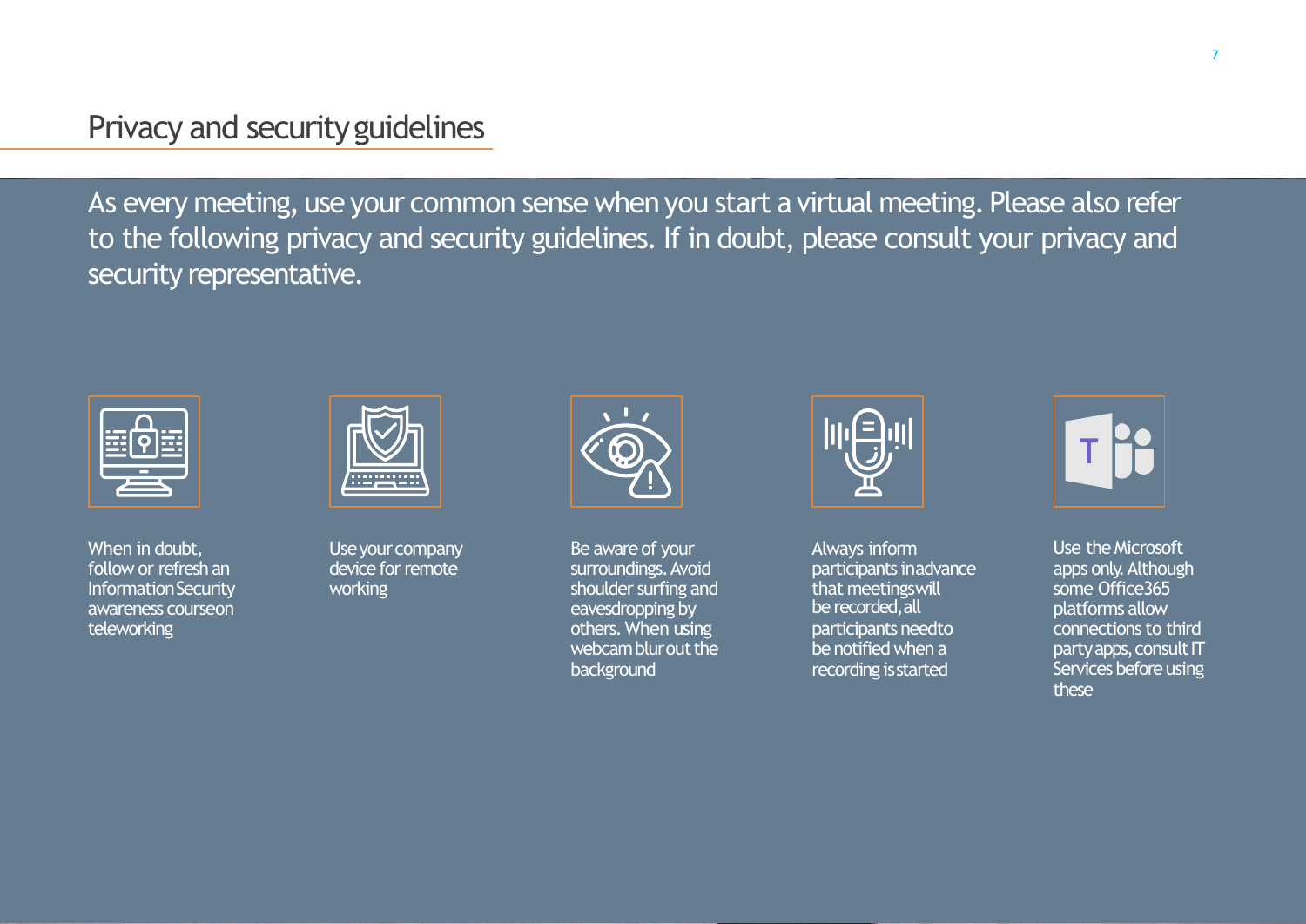# Privacy and security guidelines

As every meeting, use your common sense when you start a virtual meeting. Please also refer to the following privacy and security guidelines. If in doubt, please consult your privacy and security representative.

- When in doubt, follow or refresh an Information Security awareness course on teleworking
- Use your company device for remote working
- Be aware of your surroundings. Avoid shoulder surfing and eavesdropping by others. When using webcam blur out the background
- Always inform participants in advance that meetings will be recorded, all participants need to be notified when a recording is started
- Use the Microsoft apps only. Although some Office365 platforms allow connections to third party apps, consult IT Services before using these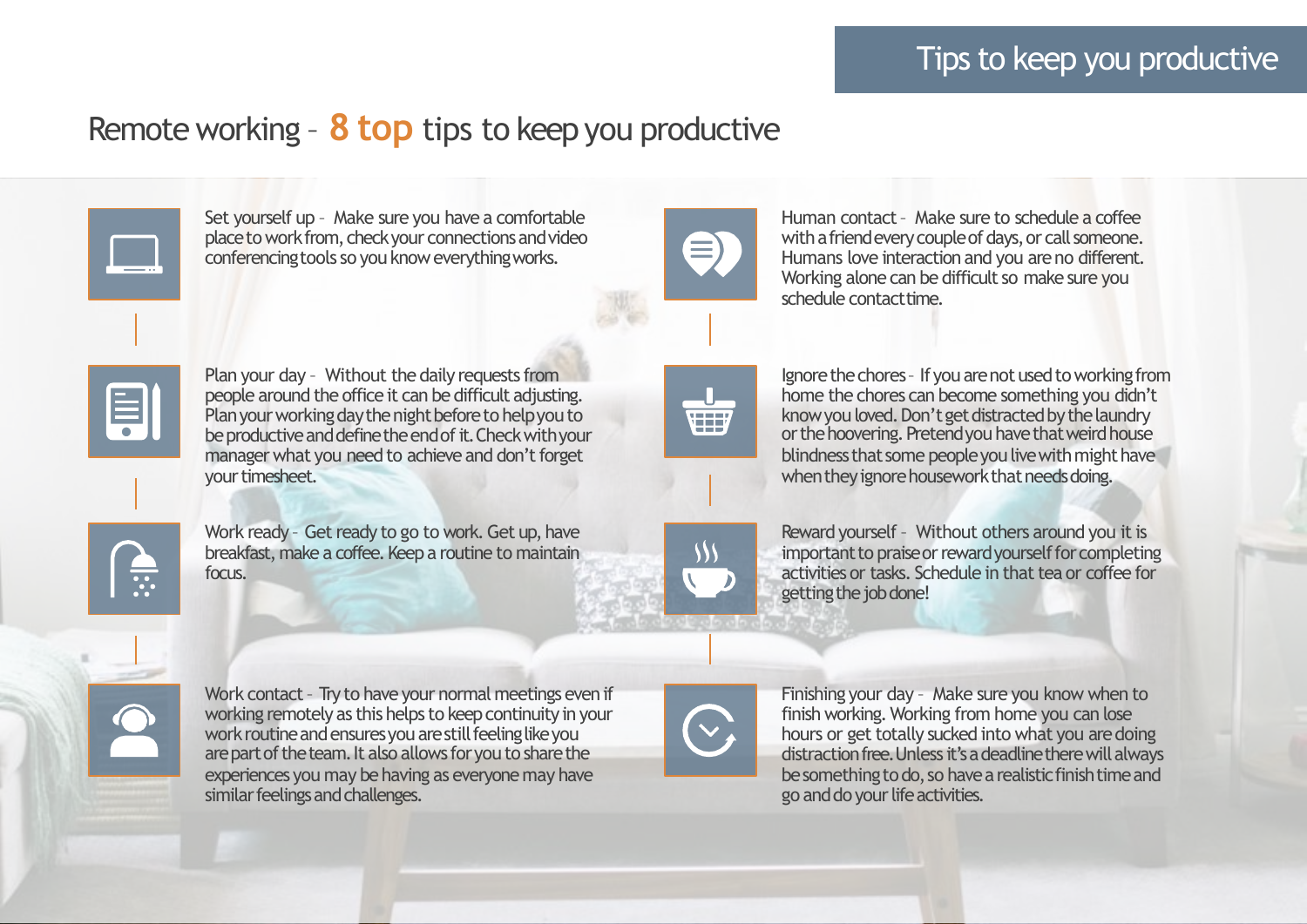# Tips to keep you productive

## Remote working – 8 top tips to keep you productive

**Set yourself up** – Make sure you have a comfortable place to work from, check your connections and video conferencing tools so you know everything works.

**Plan your day** – Without the daily requests from people around the office it can be difficult adjusting. Plan your working day the night before to help you to be productive and define the end of it. Check with your manager what you need to achieve and don't forget your timesheet.

**Work ready** – Get ready to go to work. Get up, have breakfast, make a coffee. Keep a routine to maintain focus.

**Work contact** – Try to have your normal meetings even if working remotely as this helps to keep continuity in your work routine and ensures you are still feeling like you are part of the team. It also allows for you to share the experiences you may be having as everyone may have similar feelings and challenges.

**Human contact** – Make sure to schedule a coffee with a friend every couple of days, or call someone. Humans love interaction and you are no different. Working alone can be difficult so make sure you schedule contact time.

**Ignore the chores** – If you are not used to working from home the chores can become something you didn't know you loved. Don't get distracted by the laundry or the hoovering. Pretend you have that weird house blindness that some people you live with might have when they ignore housework that needs doing.

**Reward yourself** – Without others around you it is important to praise or reward yourself for completing activities or tasks. Schedule in that tea or coffee for getting the job done!

**Finishing your day** – Make sure you know when to finish working. Working from home you can lose hours or get totally sucked into what you are doing distraction free. Unless it's a deadline there will always be something to do, so have a realistic finish time and go and do your life activities.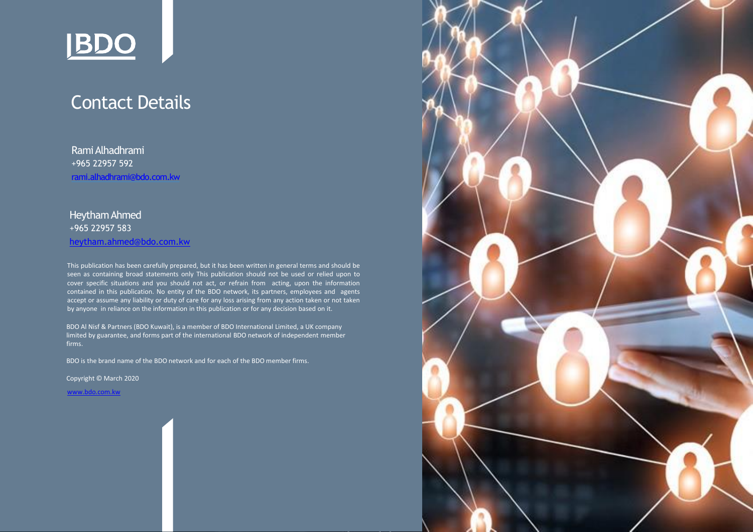BDO

# Contact Details

Rami Alhadhrami
+965 22957 592
rami.alhadhrami@bdo.com.kw

Heytham Ahmed
+965 22957 583
heytham.ahmed@bdo.com.kw

This publication has been carefully prepared, but it has been written in general terms and should be seen as containing broad statements only This publication should not be used or relied upon to cover specific situations and you should not act, or refrain from acting, upon the information contained in this publication. No entity of the BDO network, its partners, employees and agents accept or assume any liability or duty of care for any loss arising from any action taken or not taken by anyone in reliance on the information in this publication or for any decision based on it.

BDO Al Nisf & Partners (BDO Kuwait), is a member of BDO International Limited, a UK company limited by guarantee, and forms part of the international BDO network of independent member firms.

BDO is the brand name of the BDO network and for each of the BDO member firms.

Copyright © March 2020

www.bdo.com.kw